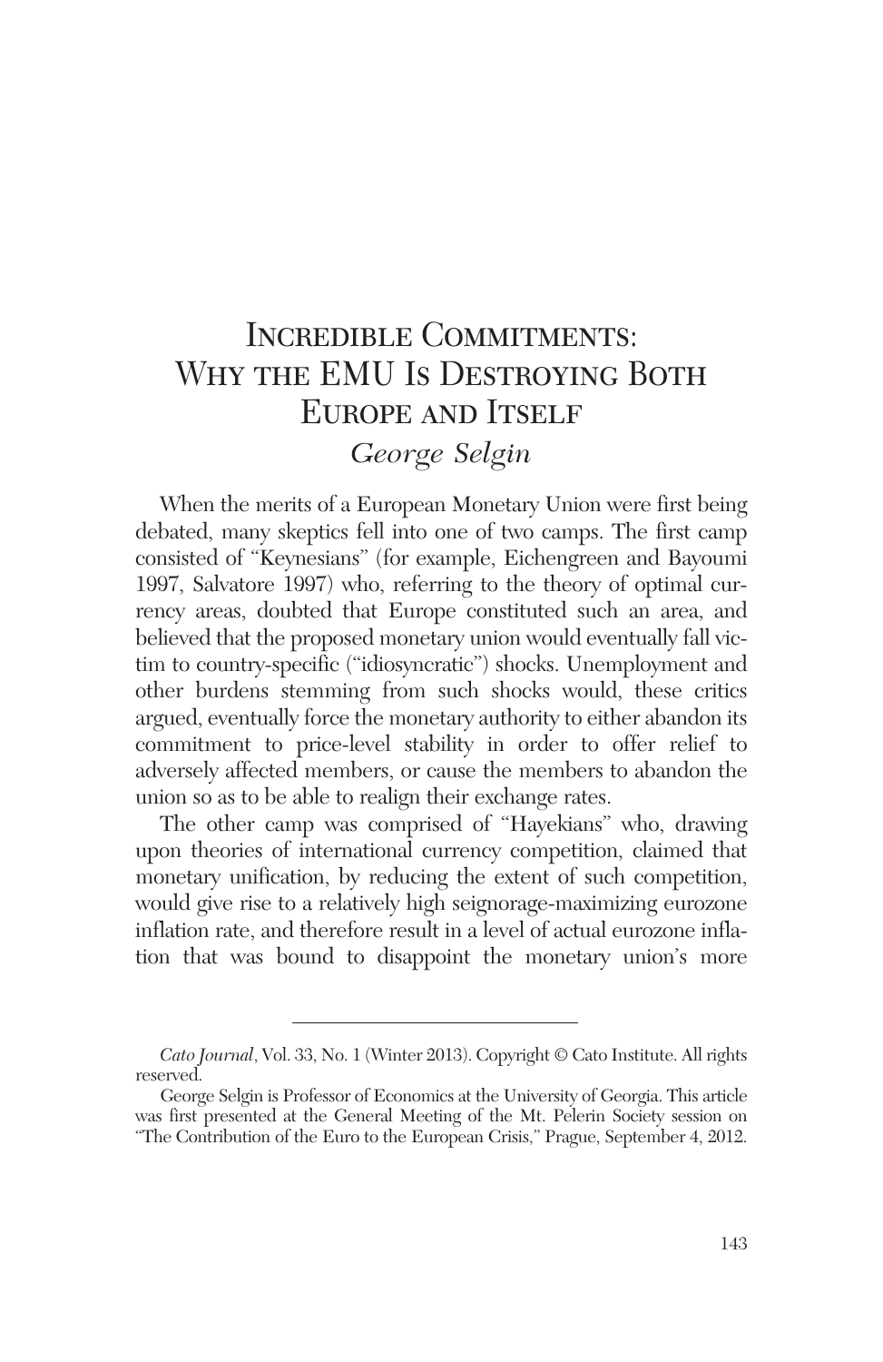# Incredible Commitments: Why the EMU Is Destroying Both Europe and Itself

*George Selgin*

When the merits of a European Monetary Union were first being debated, many skeptics fell into one of two camps. The first camp consisted of "Keynesians" (for example, Eichengreen and Bayoumi 1997, Salvatore 1997) who, referring to the theory of optimal currency areas, doubted that Europe constituted such an area, and believed that the proposed monetary union would eventually fall victim to country-specific ("idiosyncratic") shocks. Unemployment and other burdens stemming from such shocks would, these critics argued, eventually force the monetary authority to either abandon its commitment to price-level stability in order to offer relief to adversely affected members, or cause the members to abandon the union so as to be able to realign their exchange rates.

The other camp was comprised of "Hayekians" who, drawing upon theories of international currency competition, claimed that monetary unification, by reducing the extent of such competition, would give rise to a relatively high seignorage-maximizing eurozone inflation rate, and therefore result in a level of actual eurozone inflation that was bound to disappoint the monetary union's more

---

*Cato Journal*, Vol. 33, No. 1 (Winter 2013). Copyright © Cato Institute. All rights reserved.

George Selgin is Professor of Economics at the University of Georgia. This article was first presented at the General Meeting of the Mt. Pelerin Society session on "The Contribution of the Euro to the European Crisis," Prague, September 4, 2012.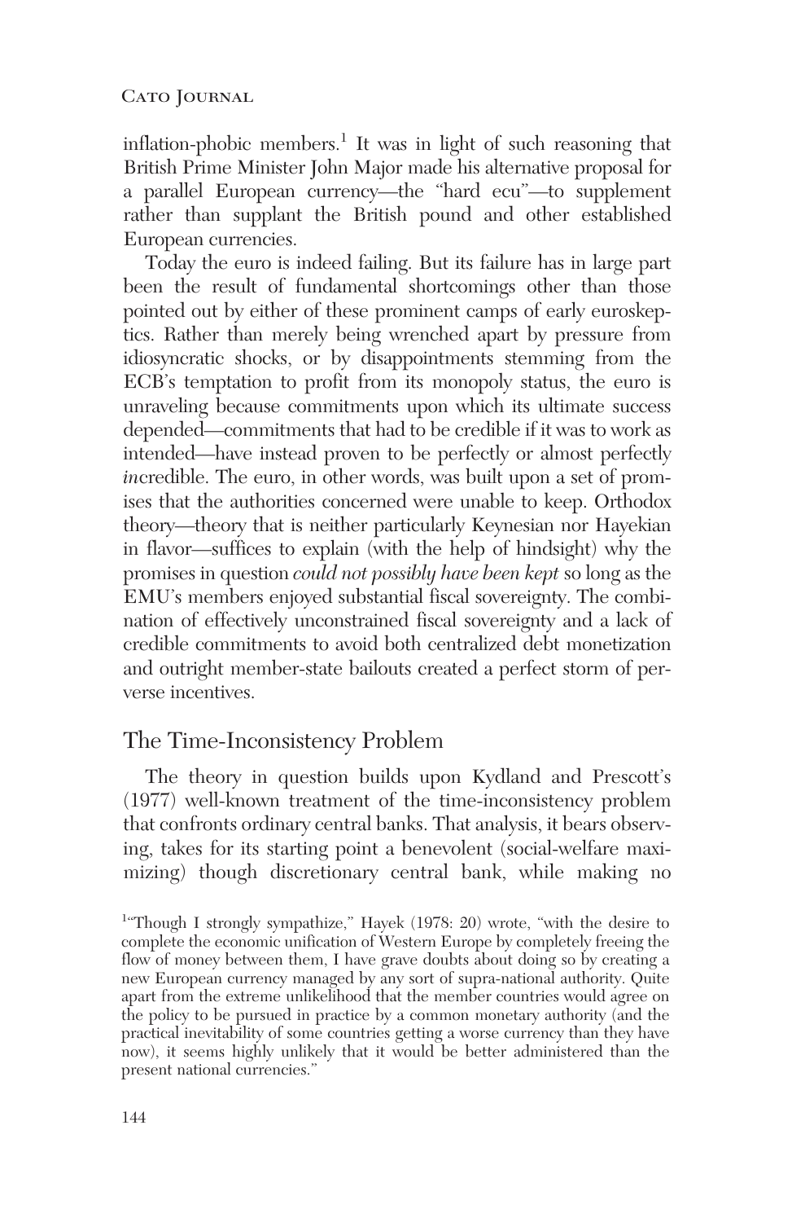inflation-phobic members.[1] It was in light of such reasoning that British Prime Minister John Major made his alternative proposal for a parallel European currency—the "hard ecu"—to supplement rather than supplant the British pound and other established European currencies.

Today the euro is indeed failing. But its failure has in large part been the result of fundamental shortcomings other than those pointed out by either of these prominent camps of early euroskeptics. Rather than merely being wrenched apart by pressure from idiosyncratic shocks, or by disappointments stemming from the ECB's temptation to profit from its monopoly status, the euro is unraveling because commitments upon which its ultimate success depended—commitments that had to be credible if it was to work as intended—have instead proven to be perfectly or almost perfectly *in*credible. The euro, in other words, was built upon a set of promises that the authorities concerned were unable to keep. Orthodox theory—theory that is neither particularly Keynesian nor Hayekian in flavor—suffices to explain (with the help of hindsight) why the promises in question *could not possibly have been kept* so long as the EMU's members enjoyed substantial fiscal sovereignty. The combination of effectively unconstrained fiscal sovereignty and a lack of credible commitments to avoid both centralized debt monetization and outright member-state bailouts created a perfect storm of perverse incentives.

## The Time-Inconsistency Problem

The theory in question builds upon Kydland and Prescott's (1977) well-known treatment of the time-inconsistency problem that confronts ordinary central banks. That analysis, it bears observing, takes for its starting point a benevolent (social-welfare maximizing) though discretionary central bank, while making no

[1] "Though I strongly sympathize," Hayek (1978: 20) wrote, "with the desire to complete the economic unification of Western Europe by completely freeing the flow of money between them, I have grave doubts about doing so by creating a new European currency managed by any sort of supra-national authority. Quite apart from the extreme unlikelihood that the member countries would agree on the policy to be pursued in practice by a common monetary authority (and the practical inevitability of some countries getting a worse currency than they have now), it seems highly unlikely that it would be better administered than the present national currencies."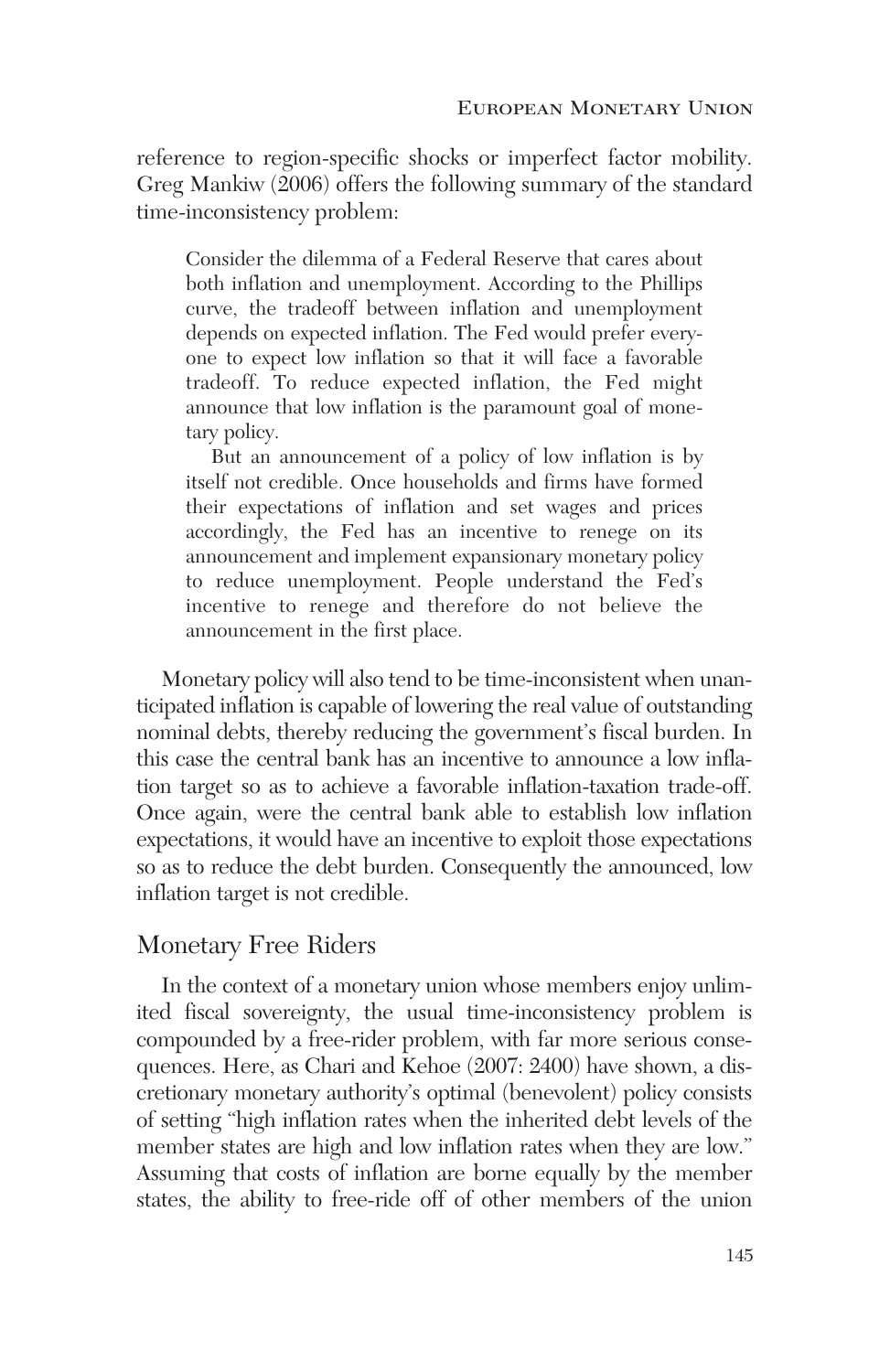reference to region-specific shocks or imperfect factor mobility. Greg Mankiw (2006) offers the following summary of the standard time-inconsistency problem:

> Consider the dilemma of a Federal Reserve that cares about both inflation and unemployment. According to the Phillips curve, the tradeoff between inflation and unemployment depends on expected inflation. The Fed would prefer everyone to expect low inflation so that it will face a favorable tradeoff. To reduce expected inflation, the Fed might announce that low inflation is the paramount goal of monetary policy.
>
> But an announcement of a policy of low inflation is by itself not credible. Once households and firms have formed their expectations of inflation and set wages and prices accordingly, the Fed has an incentive to renege on its announcement and implement expansionary monetary policy to reduce unemployment. People understand the Fed's incentive to renege and therefore do not believe the announcement in the first place.

Monetary policy will also tend to be time-inconsistent when unanticipated inflation is capable of lowering the real value of outstanding nominal debts, thereby reducing the government's fiscal burden. In this case the central bank has an incentive to announce a low inflation target so as to achieve a favorable inflation-taxation trade-off. Once again, were the central bank able to establish low inflation expectations, it would have an incentive to exploit those expectations so as to reduce the debt burden. Consequently the announced, low inflation target is not credible.

## Monetary Free Riders

In the context of a monetary union whose members enjoy unlimited fiscal sovereignty, the usual time-inconsistency problem is compounded by a free-rider problem, with far more serious consequences. Here, as Chari and Kehoe (2007: 2400) have shown, a discretionary monetary authority's optimal (benevolent) policy consists of setting "high inflation rates when the inherited debt levels of the member states are high and low inflation rates when they are low." Assuming that costs of inflation are borne equally by the member states, the ability to free-ride off of other members of the union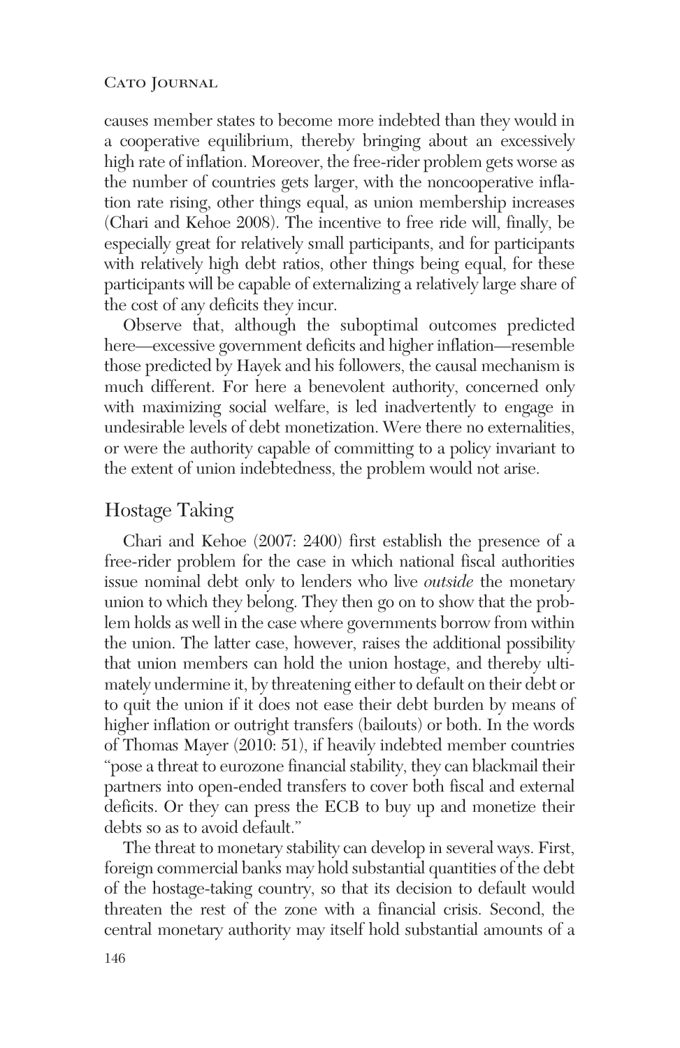causes member states to become more indebted than they would in a cooperative equilibrium, thereby bringing about an excessively high rate of inflation. Moreover, the free-rider problem gets worse as the number of countries gets larger, with the noncooperative inflation rate rising, other things equal, as union membership increases (Chari and Kehoe 2008). The incentive to free ride will, finally, be especially great for relatively small participants, and for participants with relatively high debt ratios, other things being equal, for these participants will be capable of externalizing a relatively large share of the cost of any deficits they incur.

Observe that, although the suboptimal outcomes predicted here—excessive government deficits and higher inflation—resemble those predicted by Hayek and his followers, the causal mechanism is much different. For here a benevolent authority, concerned only with maximizing social welfare, is led inadvertently to engage in undesirable levels of debt monetization. Were there no externalities, or were the authority capable of committing to a policy invariant to the extent of union indebtedness, the problem would not arise.

## Hostage Taking

Chari and Kehoe (2007: 2400) first establish the presence of a free-rider problem for the case in which national fiscal authorities issue nominal debt only to lenders who live *outside* the monetary union to which they belong. They then go on to show that the problem holds as well in the case where governments borrow from within the union. The latter case, however, raises the additional possibility that union members can hold the union hostage, and thereby ultimately undermine it, by threatening either to default on their debt or to quit the union if it does not ease their debt burden by means of higher inflation or outright transfers (bailouts) or both. In the words of Thomas Mayer (2010: 51), if heavily indebted member countries "pose a threat to eurozone financial stability, they can blackmail their partners into open-ended transfers to cover both fiscal and external deficits. Or they can press the ECB to buy up and monetize their debts so as to avoid default."

The threat to monetary stability can develop in several ways. First, foreign commercial banks may hold substantial quantities of the debt of the hostage-taking country, so that its decision to default would threaten the rest of the zone with a financial crisis. Second, the central monetary authority may itself hold substantial amounts of a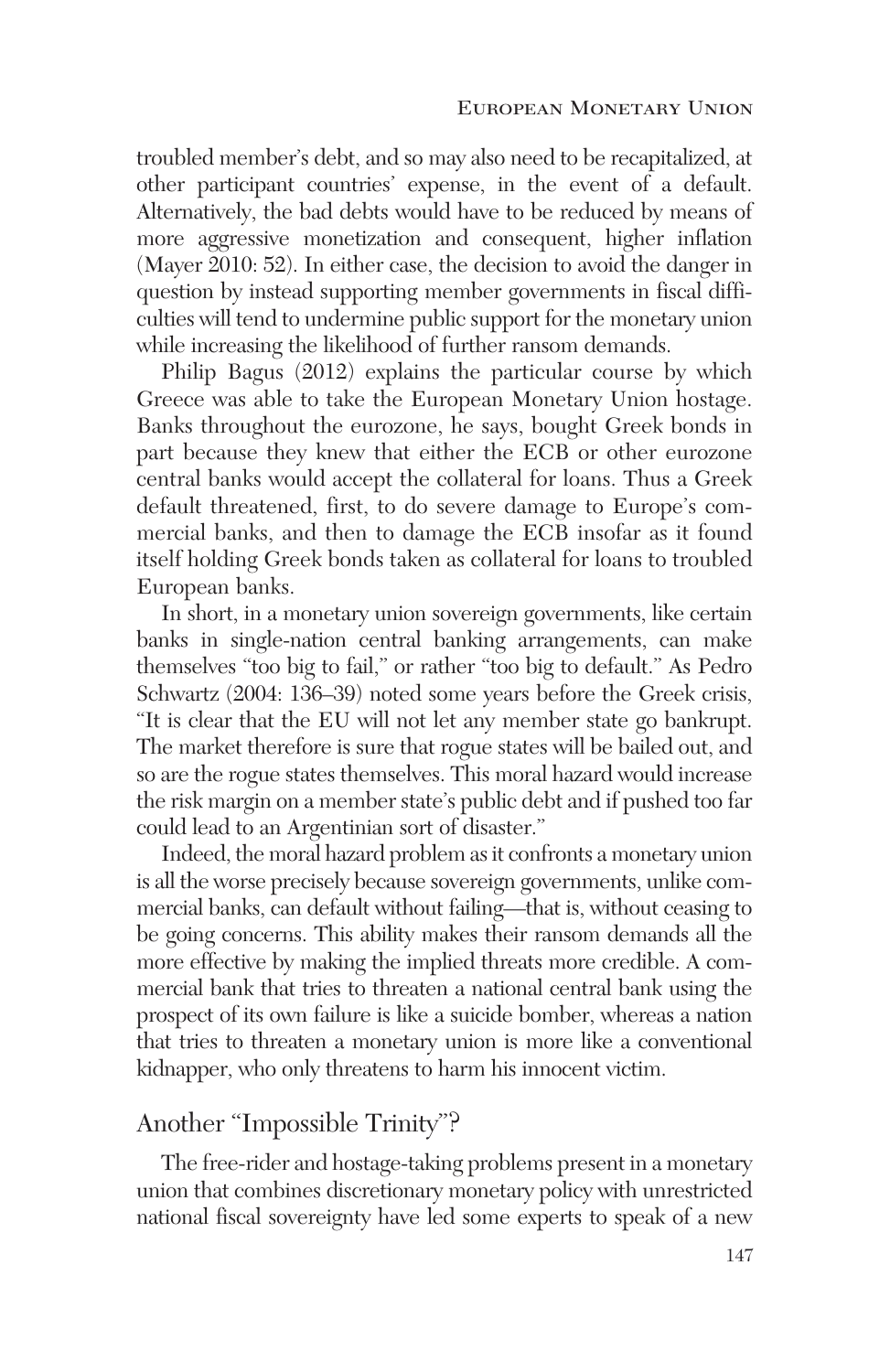troubled member's debt, and so may also need to be recapitalized, at other participant countries' expense, in the event of a default. Alternatively, the bad debts would have to be reduced by means of more aggressive monetization and consequent, higher inflation (Mayer 2010: 52). In either case, the decision to avoid the danger in question by instead supporting member governments in fiscal difficulties will tend to undermine public support for the monetary union while increasing the likelihood of further ransom demands.

Philip Bagus (2012) explains the particular course by which Greece was able to take the European Monetary Union hostage. Banks throughout the eurozone, he says, bought Greek bonds in part because they knew that either the ECB or other eurozone central banks would accept the collateral for loans. Thus a Greek default threatened, first, to do severe damage to Europe's commercial banks, and then to damage the ECB insofar as it found itself holding Greek bonds taken as collateral for loans to troubled European banks.

In short, in a monetary union sovereign governments, like certain banks in single-nation central banking arrangements, can make themselves "too big to fail," or rather "too big to default." As Pedro Schwartz (2004: 136–39) noted some years before the Greek crisis, "It is clear that the EU will not let any member state go bankrupt. The market therefore is sure that rogue states will be bailed out, and so are the rogue states themselves. This moral hazard would increase the risk margin on a member state's public debt and if pushed too far could lead to an Argentinian sort of disaster."

Indeed, the moral hazard problem as it confronts a monetary union is all the worse precisely because sovereign governments, unlike commercial banks, can default without failing—that is, without ceasing to be going concerns. This ability makes their ransom demands all the more effective by making the implied threats more credible. A commercial bank that tries to threaten a national central bank using the prospect of its own failure is like a suicide bomber, whereas a nation that tries to threaten a monetary union is more like a conventional kidnapper, who only threatens to harm his innocent victim.

## Another "Impossible Trinity"?

The free-rider and hostage-taking problems present in a monetary union that combines discretionary monetary policy with unrestricted national fiscal sovereignty have led some experts to speak of a new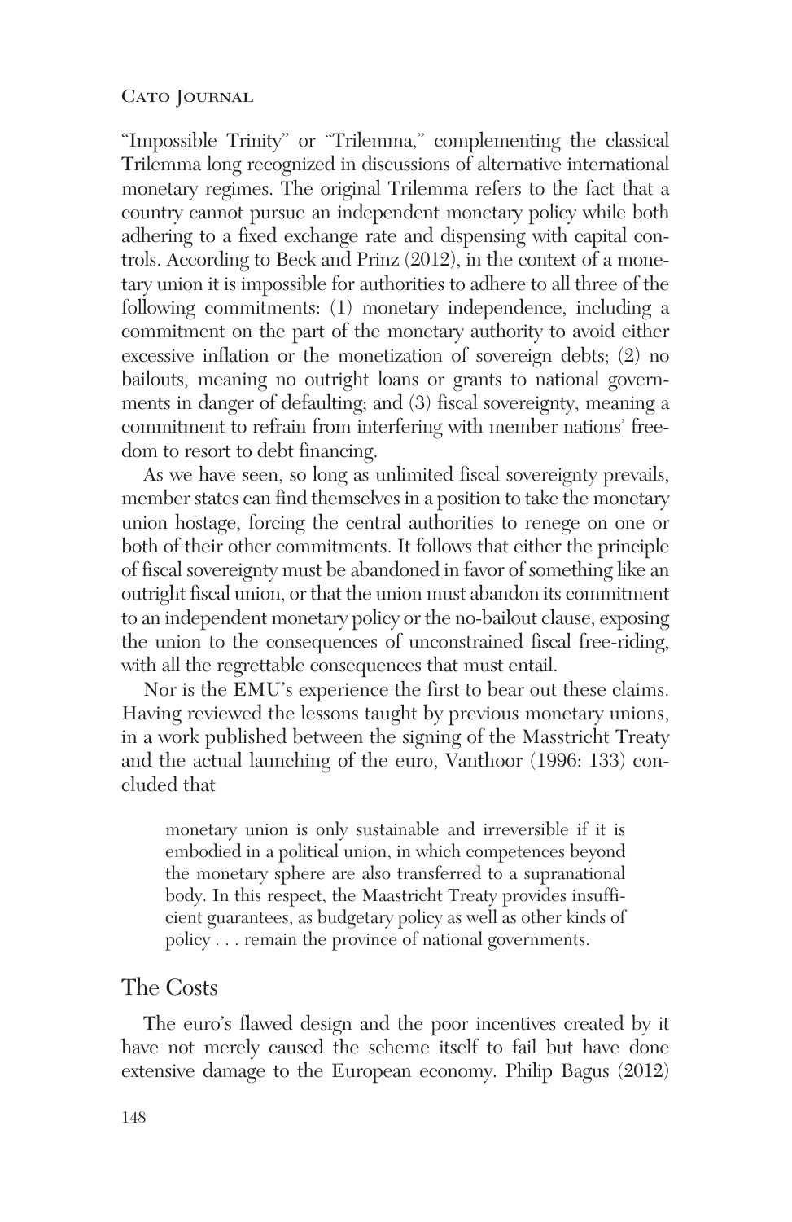"Impossible Trinity" or "Trilemma," complementing the classical Trilemma long recognized in discussions of alternative international monetary regimes. The original Trilemma refers to the fact that a country cannot pursue an independent monetary policy while both adhering to a fixed exchange rate and dispensing with capital controls. According to Beck and Prinz (2012), in the context of a monetary union it is impossible for authorities to adhere to all three of the following commitments: (1) monetary independence, including a commitment on the part of the monetary authority to avoid either excessive inflation or the monetization of sovereign debts; (2) no bailouts, meaning no outright loans or grants to national governments in danger of defaulting; and (3) fiscal sovereignty, meaning a commitment to refrain from interfering with member nations' freedom to resort to debt financing.

As we have seen, so long as unlimited fiscal sovereignty prevails, member states can find themselves in a position to take the monetary union hostage, forcing the central authorities to renege on one or both of their other commitments. It follows that either the principle of fiscal sovereignty must be abandoned in favor of something like an outright fiscal union, or that the union must abandon its commitment to an independent monetary policy or the no-bailout clause, exposing the union to the consequences of unconstrained fiscal free-riding, with all the regrettable consequences that must entail.

Nor is the EMU's experience the first to bear out these claims. Having reviewed the lessons taught by previous monetary unions, in a work published between the signing of the Masstricht Treaty and the actual launching of the euro, Vanthoor (1996: 133) concluded that

> monetary union is only sustainable and irreversible if it is embodied in a political union, in which competences beyond the monetary sphere are also transferred to a supranational body. In this respect, the Maastricht Treaty provides insufficient guarantees, as budgetary policy as well as other kinds of policy . . . remain the province of national governments.

## The Costs

The euro's flawed design and the poor incentives created by it have not merely caused the scheme itself to fail but have done extensive damage to the European economy. Philip Bagus (2012)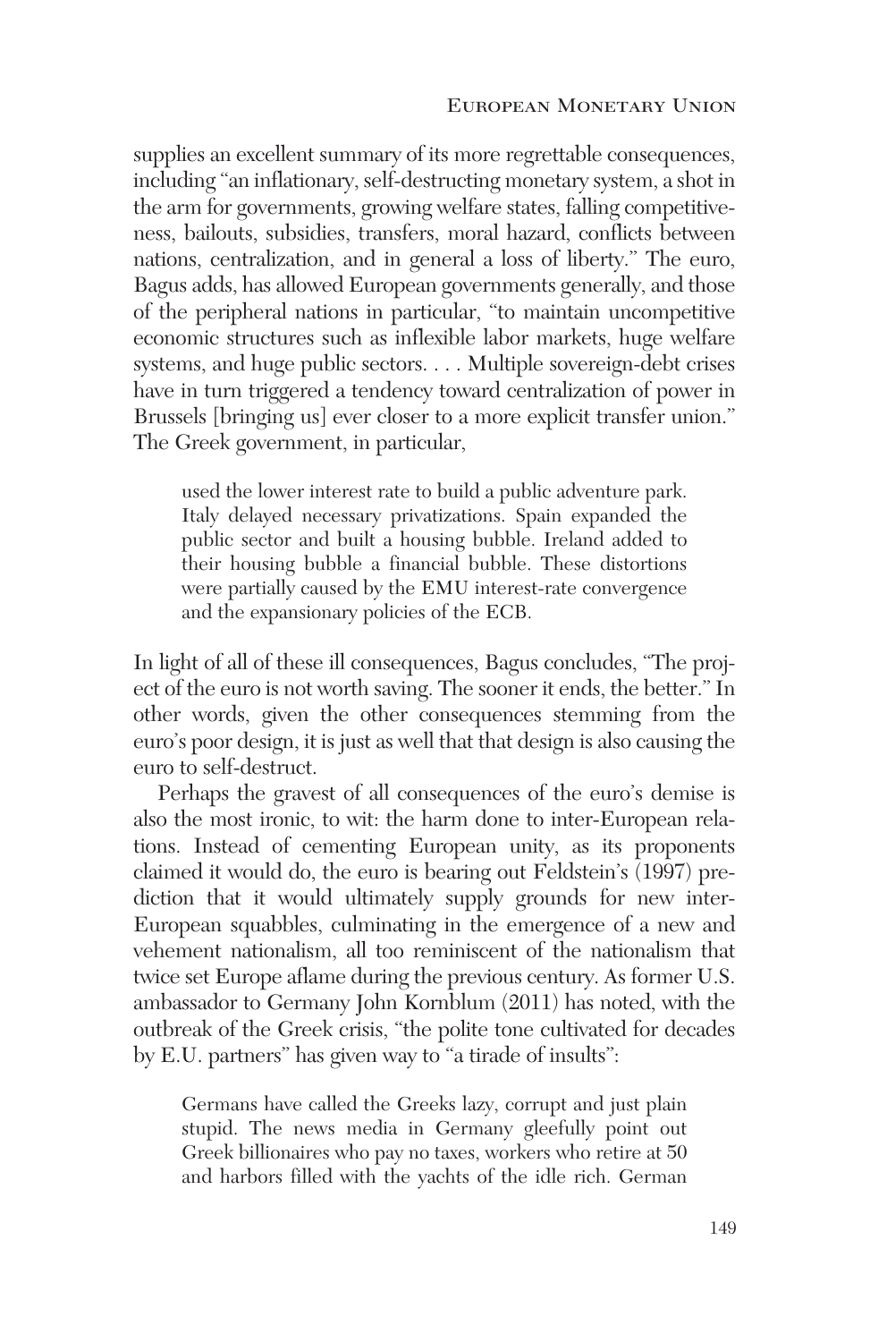supplies an excellent summary of its more regrettable consequences, including "an inflationary, self-destructing monetary system, a shot in the arm for governments, growing welfare states, falling competitiveness, bailouts, subsidies, transfers, moral hazard, conflicts between nations, centralization, and in general a loss of liberty." The euro, Bagus adds, has allowed European governments generally, and those of the peripheral nations in particular, "to maintain uncompetitive economic structures such as inflexible labor markets, huge welfare systems, and huge public sectors. . . . Multiple sovereign-debt crises have in turn triggered a tendency toward centralization of power in Brussels [bringing us] ever closer to a more explicit transfer union." The Greek government, in particular,

> used the lower interest rate to build a public adventure park. Italy delayed necessary privatizations. Spain expanded the public sector and built a housing bubble. Ireland added to their housing bubble a financial bubble. These distortions were partially caused by the EMU interest-rate convergence and the expansionary policies of the ECB.

In light of all of these ill consequences, Bagus concludes, "The project of the euro is not worth saving. The sooner it ends, the better." In other words, given the other consequences stemming from the euro's poor design, it is just as well that that design is also causing the euro to self-destruct.

Perhaps the gravest of all consequences of the euro's demise is also the most ironic, to wit: the harm done to inter-European relations. Instead of cementing European unity, as its proponents claimed it would do, the euro is bearing out Feldstein's (1997) prediction that it would ultimately supply grounds for new inter-European squabbles, culminating in the emergence of a new and vehement nationalism, all too reminiscent of the nationalism that twice set Europe aflame during the previous century. As former U.S. ambassador to Germany John Kornblum (2011) has noted, with the outbreak of the Greek crisis, "the polite tone cultivated for decades by E.U. partners" has given way to "a tirade of insults":

> Germans have called the Greeks lazy, corrupt and just plain stupid. The news media in Germany gleefully point out Greek billionaires who pay no taxes, workers who retire at 50 and harbors filled with the yachts of the idle rich. German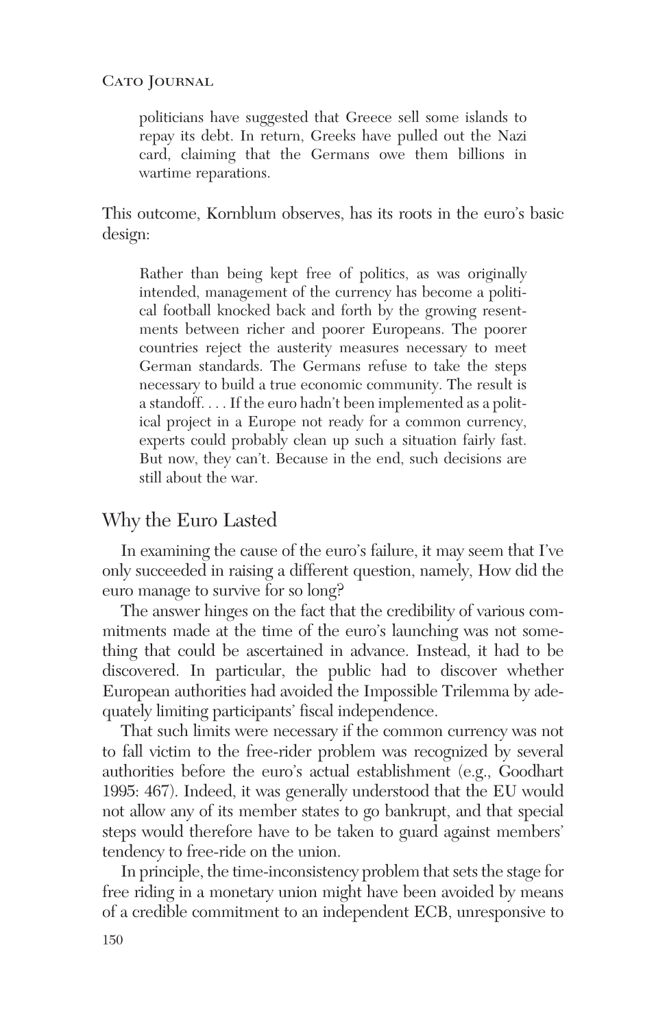> politicians have suggested that Greece sell some islands to repay its debt. In return, Greeks have pulled out the Nazi card, claiming that the Germans owe them billions in wartime reparations.

This outcome, Kornblum observes, has its roots in the euro's basic design:

> Rather than being kept free of politics, as was originally intended, management of the currency has become a political football knocked back and forth by the growing resentments between richer and poorer Europeans. The poorer countries reject the austerity measures necessary to meet German standards. The Germans refuse to take the steps necessary to build a true economic community. The result is a standoff. . . . If the euro hadn't been implemented as a political project in a Europe not ready for a common currency, experts could probably clean up such a situation fairly fast. But now, they can't. Because in the end, such decisions are still about the war.

## Why the Euro Lasted

In examining the cause of the euro's failure, it may seem that I've only succeeded in raising a different question, namely, How did the euro manage to survive for so long?

The answer hinges on the fact that the credibility of various commitments made at the time of the euro's launching was not something that could be ascertained in advance. Instead, it had to be discovered. In particular, the public had to discover whether European authorities had avoided the Impossible Trilemma by adequately limiting participants' fiscal independence.

That such limits were necessary if the common currency was not to fall victim to the free-rider problem was recognized by several authorities before the euro's actual establishment (e.g., Goodhart 1995: 467). Indeed, it was generally understood that the EU would not allow any of its member states to go bankrupt, and that special steps would therefore have to be taken to guard against members' tendency to free-ride on the union.

In principle, the time-inconsistency problem that sets the stage for free riding in a monetary union might have been avoided by means of a credible commitment to an independent ECB, unresponsive to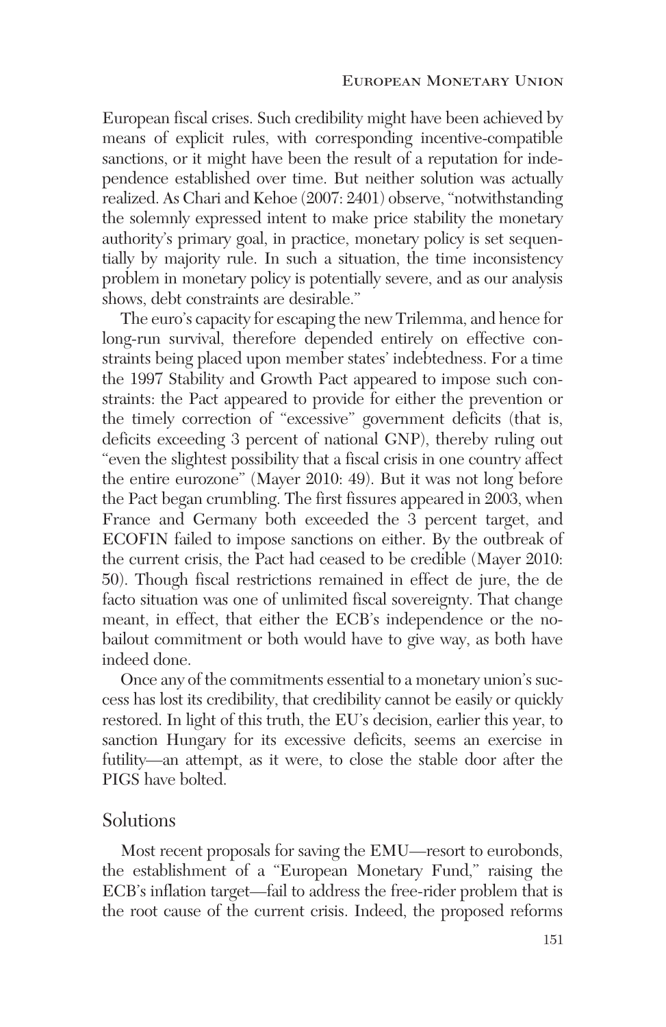European fiscal crises. Such credibility might have been achieved by means of explicit rules, with corresponding incentive-compatible sanctions, or it might have been the result of a reputation for independence established over time. But neither solution was actually realized. As Chari and Kehoe (2007: 2401) observe, "notwithstanding the solemnly expressed intent to make price stability the monetary authority's primary goal, in practice, monetary policy is set sequentially by majority rule. In such a situation, the time inconsistency problem in monetary policy is potentially severe, and as our analysis shows, debt constraints are desirable."

The euro's capacity for escaping the new Trilemma, and hence for long-run survival, therefore depended entirely on effective constraints being placed upon member states' indebtedness. For a time the 1997 Stability and Growth Pact appeared to impose such constraints: the Pact appeared to provide for either the prevention or the timely correction of "excessive" government deficits (that is, deficits exceeding 3 percent of national GNP), thereby ruling out "even the slightest possibility that a fiscal crisis in one country affect the entire eurozone" (Mayer 2010: 49). But it was not long before the Pact began crumbling. The first fissures appeared in 2003, when France and Germany both exceeded the 3 percent target, and ECOFIN failed to impose sanctions on either. By the outbreak of the current crisis, the Pact had ceased to be credible (Mayer 2010: 50). Though fiscal restrictions remained in effect de jure, the de facto situation was one of unlimited fiscal sovereignty. That change meant, in effect, that either the ECB's independence or the no-bailout commitment or both would have to give way, as both have indeed done.

Once any of the commitments essential to a monetary union's success has lost its credibility, that credibility cannot be easily or quickly restored. In light of this truth, the EU's decision, earlier this year, to sanction Hungary for its excessive deficits, seems an exercise in futility—an attempt, as it were, to close the stable door after the PIGS have bolted.

## Solutions

Most recent proposals for saving the EMU—resort to eurobonds, the establishment of a "European Monetary Fund," raising the ECB's inflation target—fail to address the free-rider problem that is the root cause of the current crisis. Indeed, the proposed reforms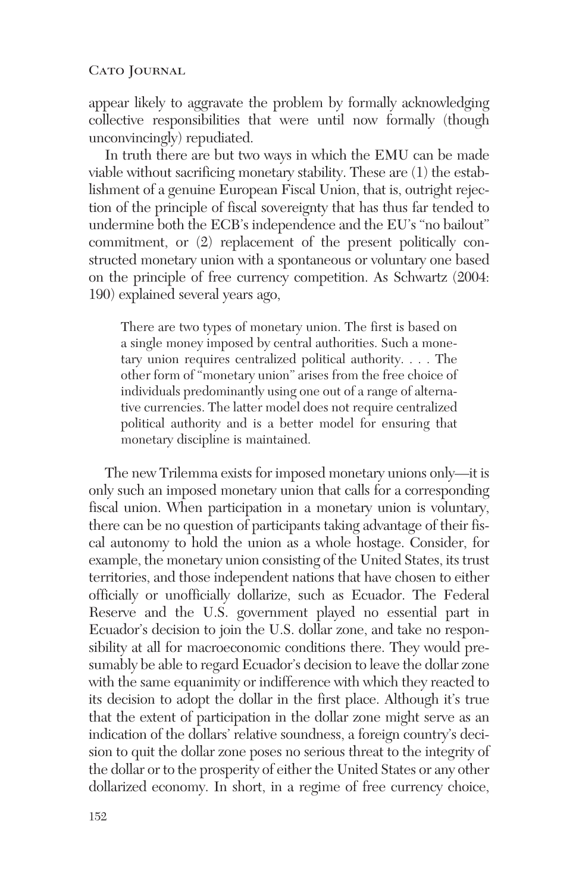appear likely to aggravate the problem by formally acknowledging collective responsibilities that were until now formally (though unconvincingly) repudiated.

In truth there are but two ways in which the EMU can be made viable without sacrificing monetary stability. These are (1) the establishment of a genuine European Fiscal Union, that is, outright rejection of the principle of fiscal sovereignty that has thus far tended to undermine both the ECB's independence and the EU's "no bailout" commitment, or (2) replacement of the present politically constructed monetary union with a spontaneous or voluntary one based on the principle of free currency competition. As Schwartz (2004: 190) explained several years ago,

> There are two types of monetary union. The first is based on a single money imposed by central authorities. Such a monetary union requires centralized political authority. . . . The other form of "monetary union" arises from the free choice of individuals predominantly using one out of a range of alternative currencies. The latter model does not require centralized political authority and is a better model for ensuring that monetary discipline is maintained.

The new Trilemma exists for imposed monetary unions only—it is only such an imposed monetary union that calls for a corresponding fiscal union. When participation in a monetary union is voluntary, there can be no question of participants taking advantage of their fiscal autonomy to hold the union as a whole hostage. Consider, for example, the monetary union consisting of the United States, its trust territories, and those independent nations that have chosen to either officially or unofficially dollarize, such as Ecuador. The Federal Reserve and the U.S. government played no essential part in Ecuador's decision to join the U.S. dollar zone, and take no responsibility at all for macroeconomic conditions there. They would presumably be able to regard Ecuador's decision to leave the dollar zone with the same equanimity or indifference with which they reacted to its decision to adopt the dollar in the first place. Although it's true that the extent of participation in the dollar zone might serve as an indication of the dollars' relative soundness, a foreign country's decision to quit the dollar zone poses no serious threat to the integrity of the dollar or to the prosperity of either the United States or any other dollarized economy. In short, in a regime of free currency choice,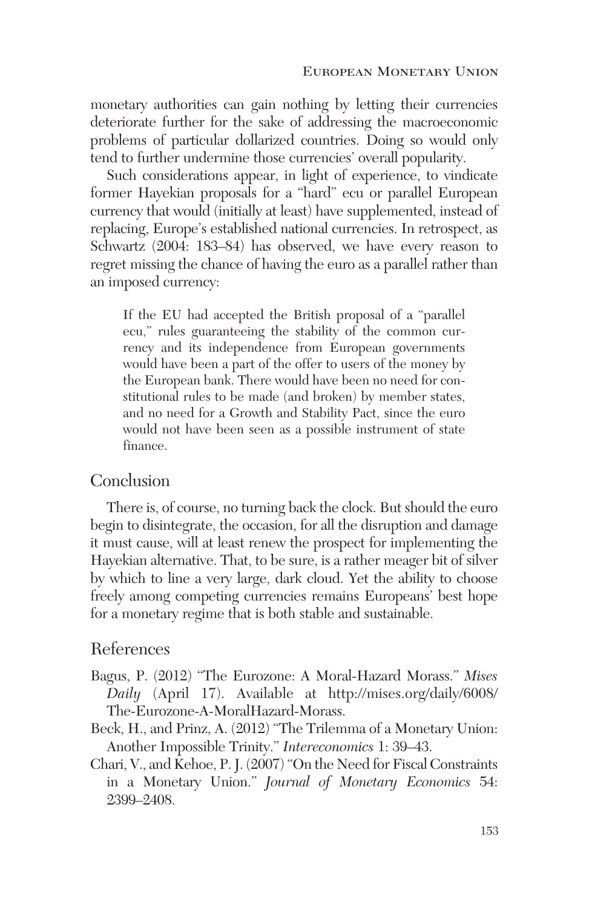monetary authorities can gain nothing by letting their currencies deteriorate further for the sake of addressing the macroeconomic problems of particular dollarized countries. Doing so would only tend to further undermine those currencies' overall popularity.

Such considerations appear, in light of experience, to vindicate former Hayekian proposals for a "hard" ecu or parallel European currency that would (initially at least) have supplemented, instead of replacing, Europe's established national currencies. In retrospect, as Schwartz (2004: 183–84) has observed, we have every reason to regret missing the chance of having the euro as a parallel rather than an imposed currency:

> If the EU had accepted the British proposal of a "parallel ecu," rules guaranteeing the stability of the common currency and its independence from European governments would have been a part of the offer to users of the money by the European bank. There would have been no need for constitutional rules to be made (and broken) by member states, and no need for a Growth and Stability Pact, since the euro would not have been seen as a possible instrument of state finance.

## Conclusion

There is, of course, no turning back the clock. But should the euro begin to disintegrate, the occasion, for all the disruption and damage it must cause, will at least renew the prospect for implementing the Hayekian alternative. That, to be sure, is a rather meager bit of silver by which to line a very large, dark cloud. Yet the ability to choose freely among competing currencies remains Europeans' best hope for a monetary regime that is both stable and sustainable.

## References

Bagus, P. (2012) "The Eurozone: A Moral-Hazard Morass." *Mises Daily* (April 17). Available at http://mises.org/daily/6008/The-Eurozone-A-MoralHazard-Morass.

Beck, H., and Prinz, A. (2012) "The Trilemma of a Monetary Union: Another Impossible Trinity." *Intereconomics* 1: 39–43.

Chari, V., and Kehoe, P. J. (2007) "On the Need for Fiscal Constraints in a Monetary Union." *Journal of Monetary Economics* 54: 2399–2408.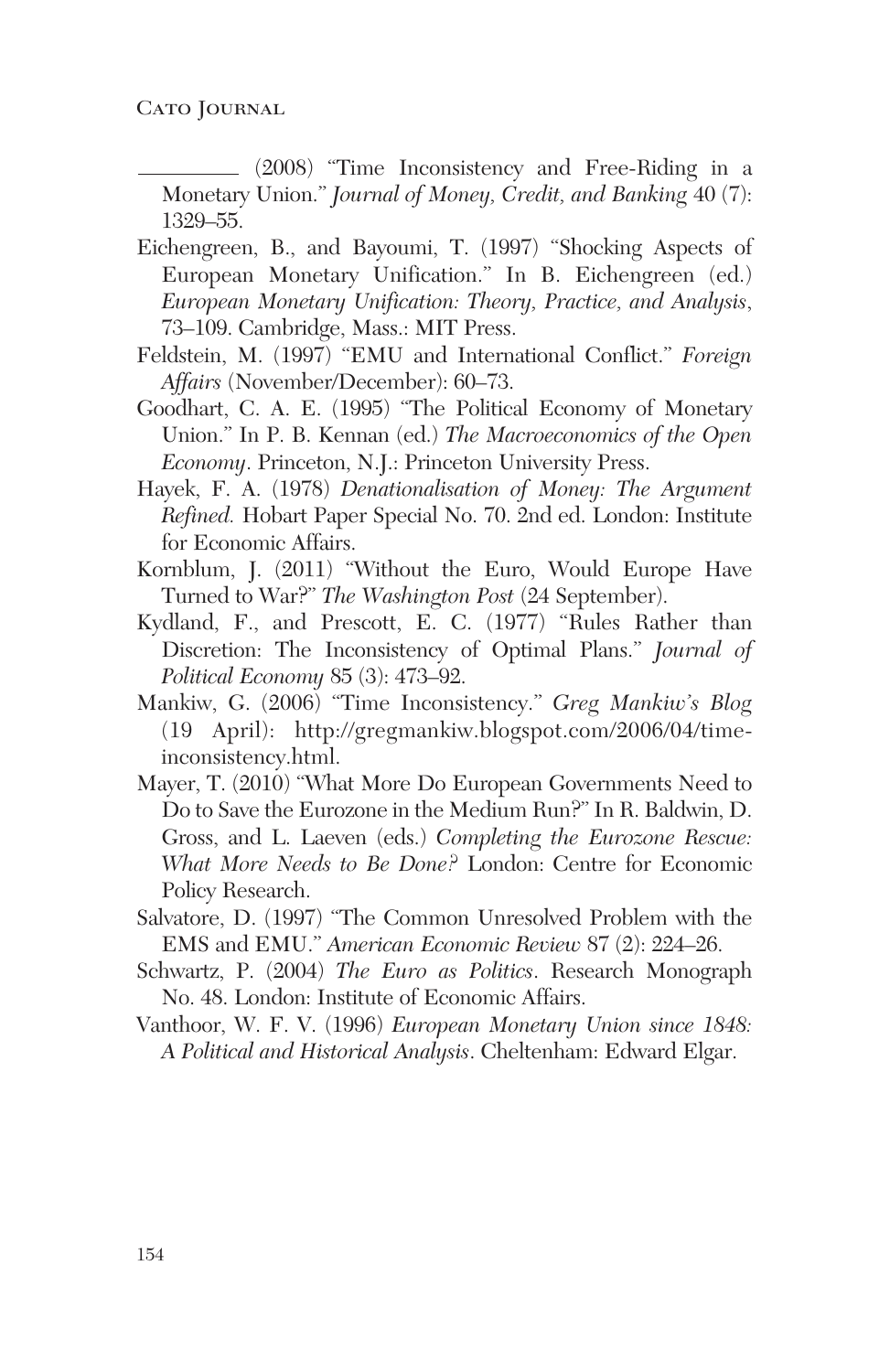——— (2008) "Time Inconsistency and Free-Riding in a Monetary Union." *Journal of Money, Credit, and Banking* 40 (7): 1329–55.

Eichengreen, B., and Bayoumi, T. (1997) "Shocking Aspects of European Monetary Unification." In B. Eichengreen (ed.) *European Monetary Unification: Theory, Practice, and Analysis*, 73–109. Cambridge, Mass.: MIT Press.

Feldstein, M. (1997) "EMU and International Conflict." *Foreign Affairs* (November/December): 60–73.

Goodhart, C. A. E. (1995) "The Political Economy of Monetary Union." In P. B. Kennan (ed.) *The Macroeconomics of the Open Economy*. Princeton, N.J.: Princeton University Press.

Hayek, F. A. (1978) *Denationalisation of Money: The Argument Refined.* Hobart Paper Special No. 70. 2nd ed. London: Institute for Economic Affairs.

Kornblum, J. (2011) "Without the Euro, Would Europe Have Turned to War?" *The Washington Post* (24 September).

Kydland, F., and Prescott, E. C. (1977) "Rules Rather than Discretion: The Inconsistency of Optimal Plans." *Journal of Political Economy* 85 (3): 473–92.

Mankiw, G. (2006) "Time Inconsistency." *Greg Mankiw's Blog* (19 April): http://gregmankiw.blogspot.com/2006/04/time-inconsistency.html.

Mayer, T. (2010) "What More Do European Governments Need to Do to Save the Eurozone in the Medium Run?" In R. Baldwin, D. Gross, and L. Laeven (eds.) *Completing the Eurozone Rescue: What More Needs to Be Done?* London: Centre for Economic Policy Research.

Salvatore, D. (1997) "The Common Unresolved Problem with the EMS and EMU." *American Economic Review* 87 (2): 224–26.

Schwartz, P. (2004) *The Euro as Politics*. Research Monograph No. 48. London: Institute of Economic Affairs.

Vanthoor, W. F. V. (1996) *European Monetary Union since 1848: A Political and Historical Analysis*. Cheltenham: Edward Elgar.